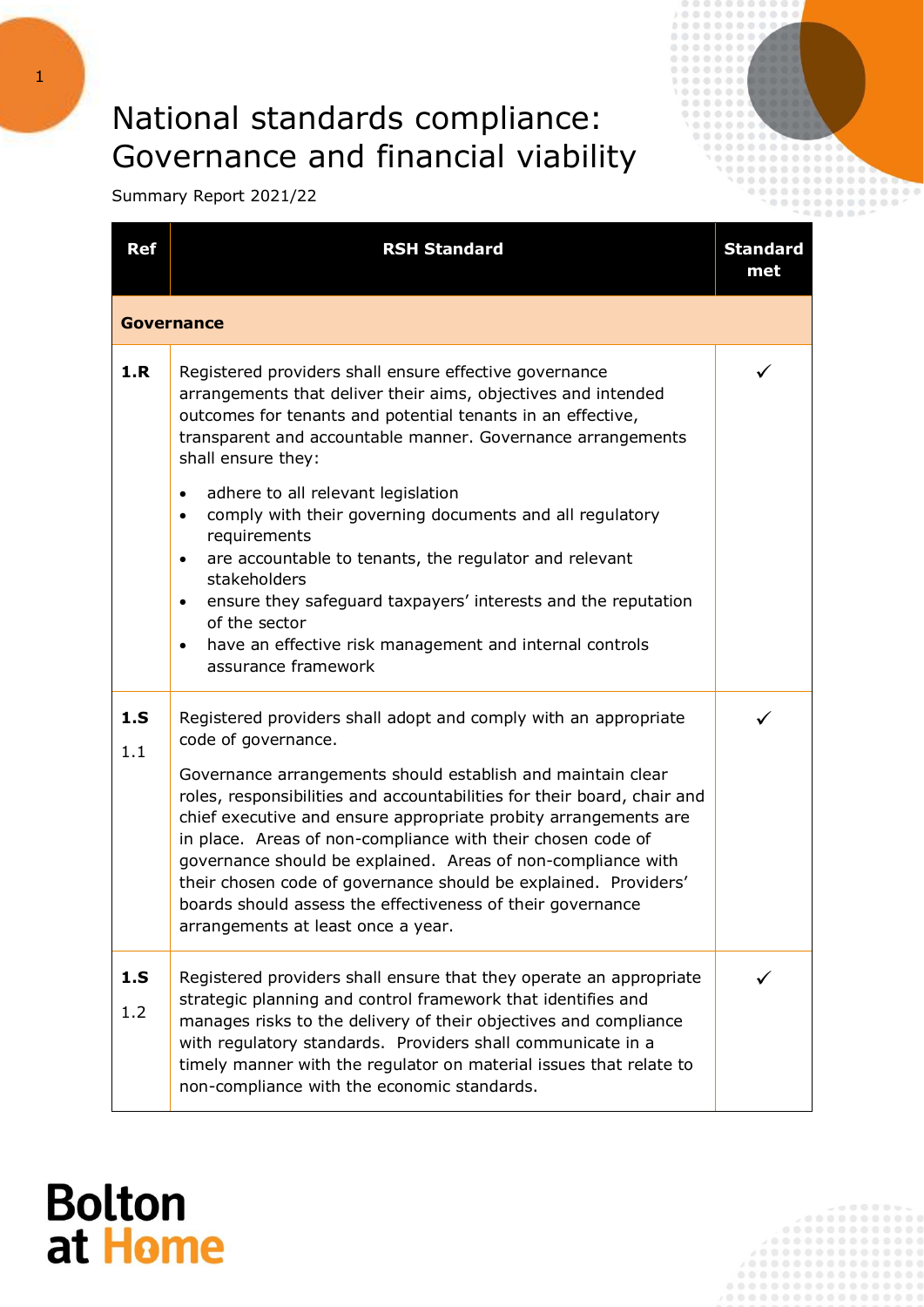# National standards compliance: Governance and financial viability

Summary Report 2021/22

| Ref | RSH Standard | Standard met |
|---|---|---|
| **Governance** | | |
| **1.R** | Registered providers shall ensure effective governance arrangements that deliver their aims, objectives and intended outcomes for tenants and potential tenants in an effective, transparent and accountable manner. Governance arrangements shall ensure they:<br>• adhere to all relevant legislation<br>• comply with their governing documents and all regulatory requirements<br>• are accountable to tenants, the regulator and relevant stakeholders<br>• ensure they safeguard taxpayers' interests and the reputation of the sector<br>• have an effective risk management and internal controls assurance framework | ✓ |
| **1.S** 1.1 | Registered providers shall adopt and comply with an appropriate code of governance.<br>Governance arrangements should establish and maintain clear roles, responsibilities and accountabilities for their board, chair and chief executive and ensure appropriate probity arrangements are in place. Areas of non-compliance with their chosen code of governance should be explained. Areas of non-compliance with their chosen code of governance should be explained. Providers' boards should assess the effectiveness of their governance arrangements at least once a year. | ✓ |
| **1.S** 1.2 | Registered providers shall ensure that they operate an appropriate strategic planning and control framework that identifies and manages risks to the delivery of their objectives and compliance with regulatory standards. Providers shall communicate in a timely manner with the regulator on material issues that relate to non-compliance with the economic standards. | ✓ |

Bolton at Home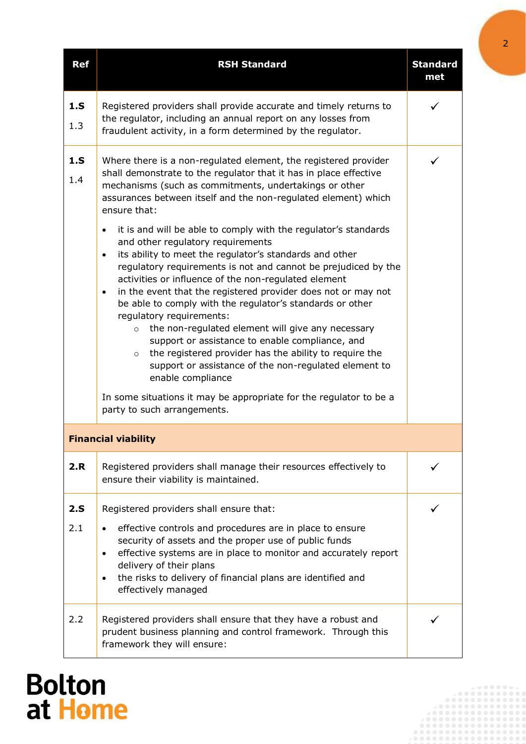| Ref | RSH Standard | Standard met |
|---|---|---|
| **1.S** 1.3 | Registered providers shall provide accurate and timely returns to the regulator, including an annual report on any losses from fraudulent activity, in a form determined by the regulator. | ✓ |
| **1.S** 1.4 | Where there is a non-regulated element, the registered provider shall demonstrate to the regulator that it has in place effective mechanisms (such as commitments, undertakings or other assurances between itself and the non-regulated element) which ensure that:<br>• it is and will be able to comply with the regulator's standards and other regulatory requirements<br>• its ability to meet the regulator's standards and other regulatory requirements is not and cannot be prejudiced by the activities or influence of the non-regulated element<br>• in the event that the registered provider does not or may not be able to comply with the regulator's standards or other regulatory requirements:<br>  ○ the non-regulated element will give any necessary support or assistance to enable compliance, and<br>  ○ the registered provider has the ability to require the support or assistance of the non-regulated element to enable compliance<br>In some situations it may be appropriate for the regulator to be a party to such arrangements. | ✓ |
| **Financial viability** | | |
| **2.R** | Registered providers shall manage their resources effectively to ensure their viability is maintained. | ✓ |
| **2.S** 2.1 | Registered providers shall ensure that:<br>• effective controls and procedures are in place to ensure security of assets and the proper use of public funds<br>• effective systems are in place to monitor and accurately report delivery of their plans<br>• the risks to delivery of financial plans are identified and effectively managed | ✓ |
| 2.2 | Registered providers shall ensure that they have a robust and prudent business planning and control framework. Through this framework they will ensure: | ✓ |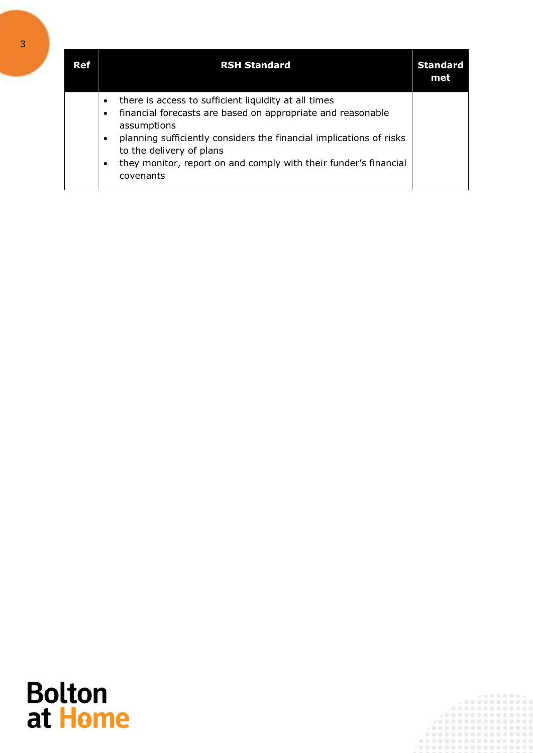| Ref | RSH Standard | Standard met |
|---|---|---|
| | • there is access to sufficient liquidity at all times<br>• financial forecasts are based on appropriate and reasonable assumptions<br>• planning sufficiently considers the financial implications of risks to the delivery of plans<br>• they monitor, report on and comply with their funder's financial covenants | |